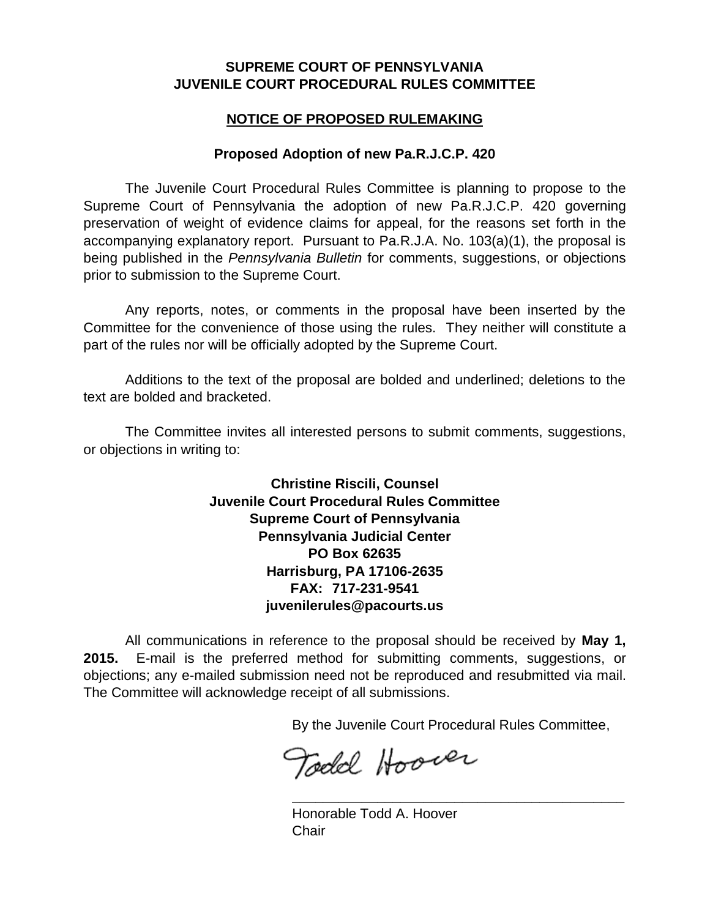**SUPREME COURT OF PENNSYLVANIA**
**JUVENILE COURT PROCEDURAL RULES COMMITTEE**

**NOTICE OF PROPOSED RULEMAKING**

**Proposed Adoption of new Pa.R.J.C.P. 420**

The Juvenile Court Procedural Rules Committee is planning to propose to the Supreme Court of Pennsylvania the adoption of new Pa.R.J.C.P. 420 governing preservation of weight of evidence claims for appeal, for the reasons set forth in the accompanying explanatory report. Pursuant to Pa.R.J.A. No. 103(a)(1), the proposal is being published in the *Pennsylvania Bulletin* for comments, suggestions, or objections prior to submission to the Supreme Court.

Any reports, notes, or comments in the proposal have been inserted by the Committee for the convenience of those using the rules. They neither will constitute a part of the rules nor will be officially adopted by the Supreme Court.

Additions to the text of the proposal are bolded and underlined; deletions to the text are bolded and bracketed.

The Committee invites all interested persons to submit comments, suggestions, or objections in writing to:

**Christine Riscili, Counsel**
**Juvenile Court Procedural Rules Committee**
**Supreme Court of Pennsylvania**
**Pennsylvania Judicial Center**
**PO Box 62635**
**Harrisburg, PA 17106-2635**
**FAX: 717-231-9541**
**juvenilerules@pacourts.us**

All communications in reference to the proposal should be received by **May 1, 2015.** E-mail is the preferred method for submitting comments, suggestions, or objections; any e-mailed submission need not be reproduced and resubmitted via mail. The Committee will acknowledge receipt of all submissions.

By the Juvenile Court Procedural Rules Committee,

Todd Hoover

Honorable Todd A. Hoover
Chair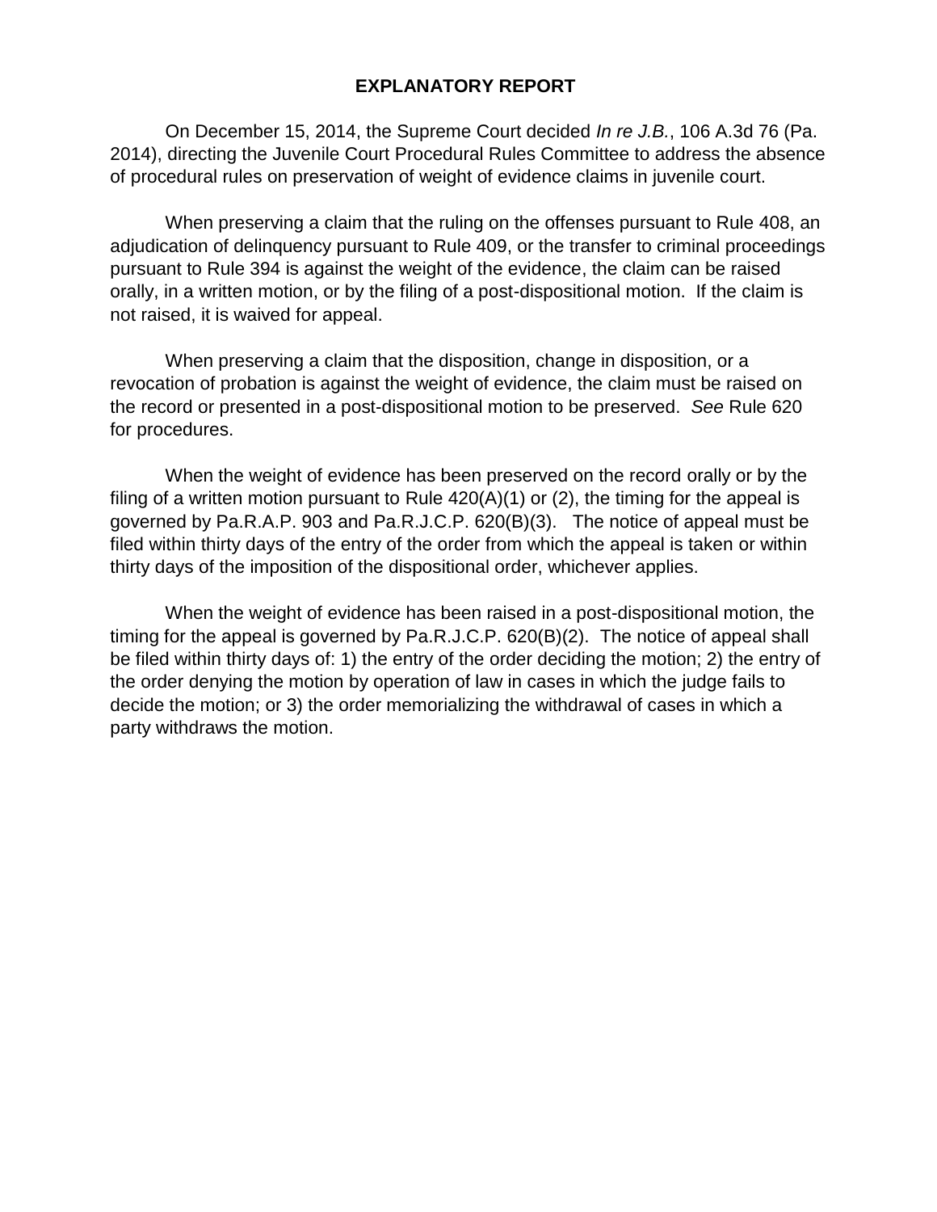# EXPLANATORY REPORT

On December 15, 2014, the Supreme Court decided *In re J.B.*, 106 A.3d 76 (Pa. 2014), directing the Juvenile Court Procedural Rules Committee to address the absence of procedural rules on preservation of weight of evidence claims in juvenile court.

When preserving a claim that the ruling on the offenses pursuant to Rule 408, an adjudication of delinquency pursuant to Rule 409, or the transfer to criminal proceedings pursuant to Rule 394 is against the weight of the evidence, the claim can be raised orally, in a written motion, or by the filing of a post-dispositional motion. If the claim is not raised, it is waived for appeal.

When preserving a claim that the disposition, change in disposition, or a revocation of probation is against the weight of evidence, the claim must be raised on the record or presented in a post-dispositional motion to be preserved. *See* Rule 620 for procedures.

When the weight of evidence has been preserved on the record orally or by the filing of a written motion pursuant to Rule 420(A)(1) or (2), the timing for the appeal is governed by Pa.R.A.P. 903 and Pa.R.J.C.P. 620(B)(3). The notice of appeal must be filed within thirty days of the entry of the order from which the appeal is taken or within thirty days of the imposition of the dispositional order, whichever applies.

When the weight of evidence has been raised in a post-dispositional motion, the timing for the appeal is governed by Pa.R.J.C.P. 620(B)(2). The notice of appeal shall be filed within thirty days of: 1) the entry of the order deciding the motion; 2) the entry of the order denying the motion by operation of law in cases in which the judge fails to decide the motion; or 3) the order memorializing the withdrawal of cases in which a party withdraws the motion.